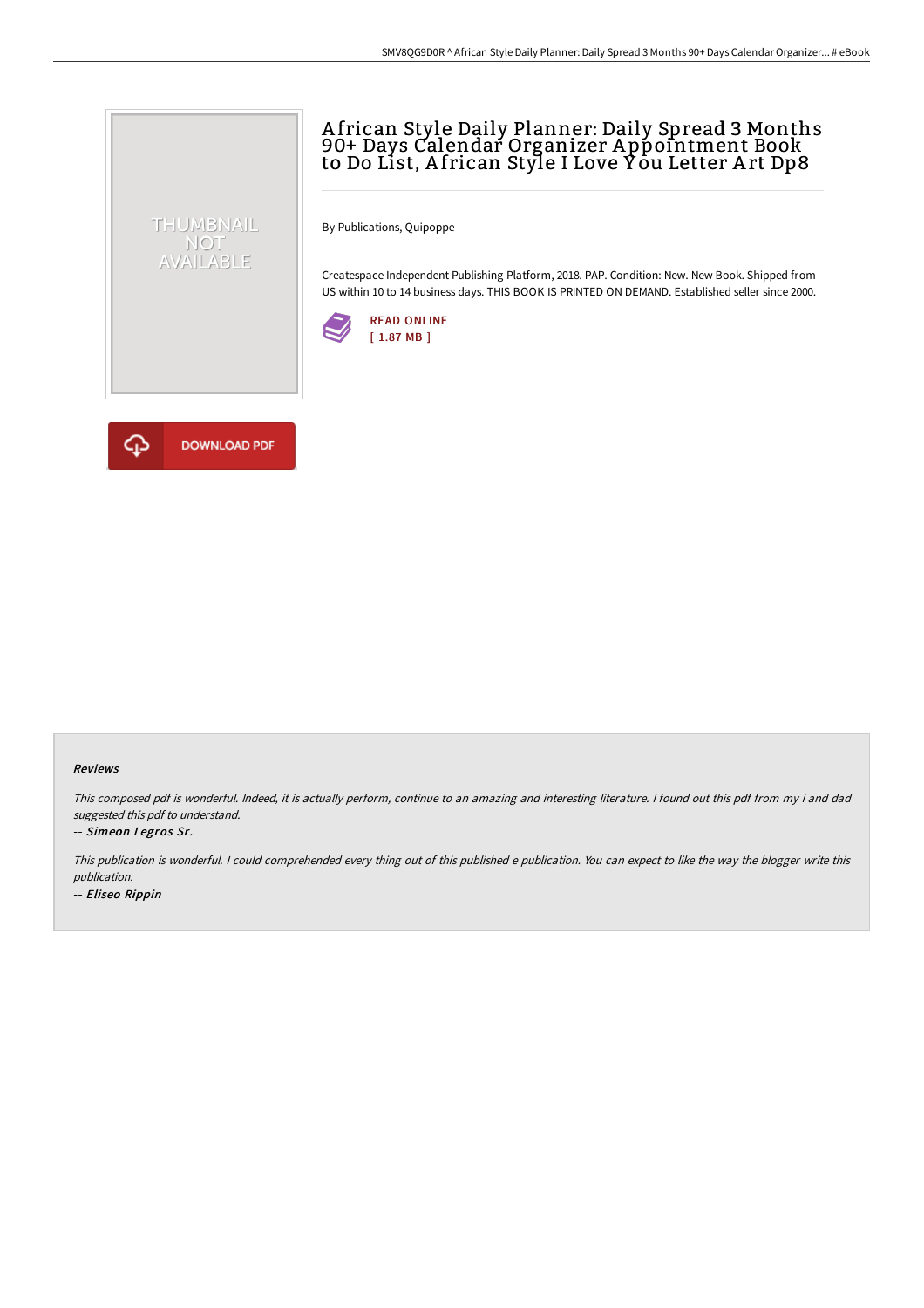# African Style Daily Planner: Daily Spread 3 Months 90+ Days Calendar Organizer Appointment Book to Do List, African Style I Love You Letter Art Dp8

By Publications, Quipoppe

Createspace Independent Publishing Platform, 2018. PAP. Condition: New. New Book. Shipped from US within 10 to 14 business days. THIS BOOK IS PRINTED ON DEMAND. Established seller since 2000.

READ ONLINE
[ 1.87 MB ]

DOWNLOAD PDF

### Reviews

*This composed pdf is wonderful. Indeed, it is actually perform, continue to an amazing and interesting literature. I found out this pdf from my i and dad suggested this pdf to understand.*

-- ***Simeon Legros Sr.***

*This publication is wonderful. I could comprehended every thing out of this published e publication. You can expect to like the way the blogger write this publication.*

-- ***Eliseo Rippin***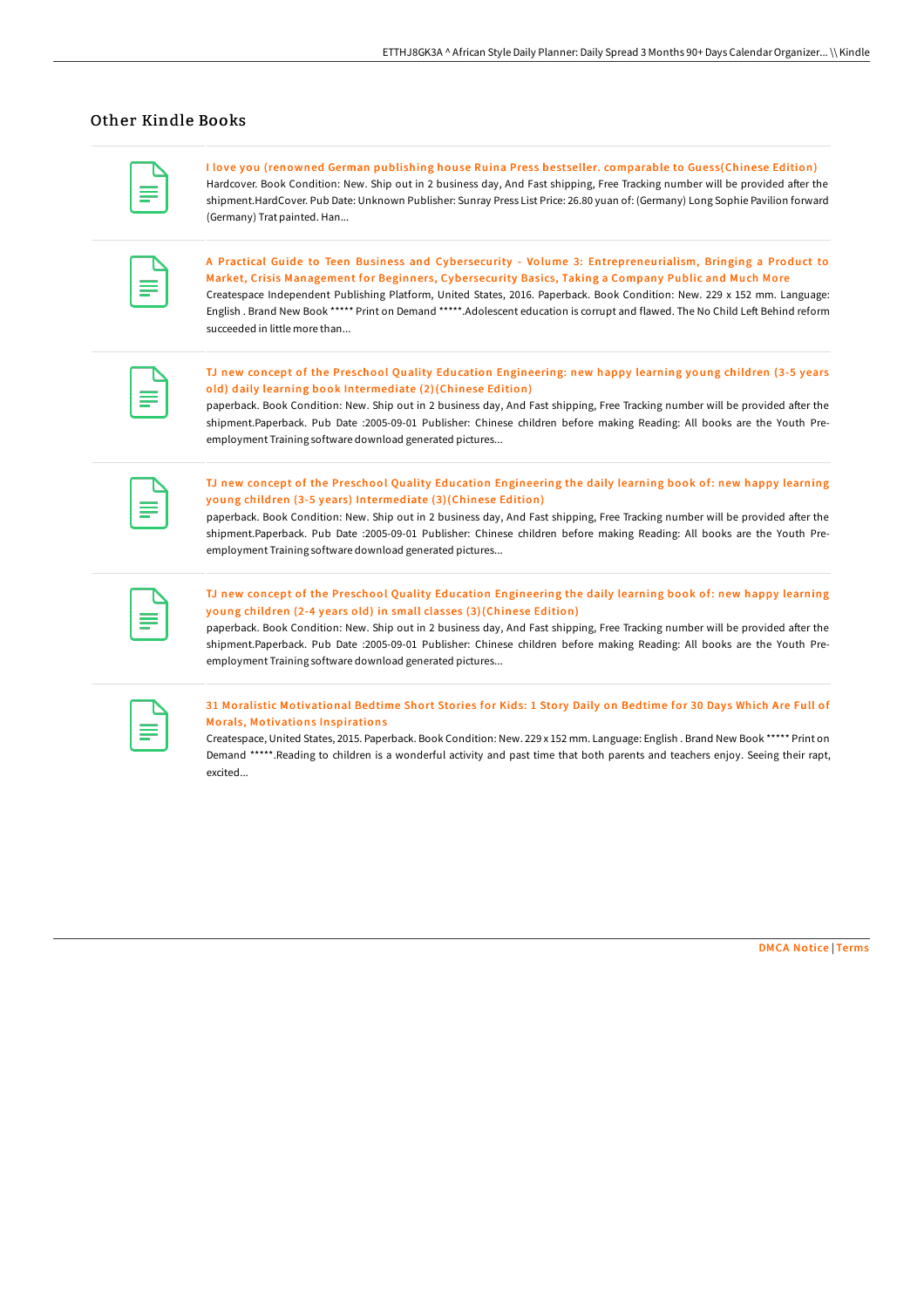## Other Kindle Books

**I love you (renowned German publishing house Ruina Press bestseller. comparable to Guess(Chinese Edition)**

Hardcover. Book Condition: New. Ship out in 2 business day, And Fast shipping, Free Tracking number will be provided after the shipment.HardCover. Pub Date: Unknown Publisher: Sunray Press List Price: 26.80 yuan of: (Germany) Long Sophie Pavilion forward (Germany) Trat painted. Han...

**A Practical Guide to Teen Business and Cybersecurity - Volume 3: Entrepreneurialism, Bringing a Product to Market, Crisis Management for Beginners, Cybersecurity Basics, Taking a Company Public and Much More**

Createspace Independent Publishing Platform, United States, 2016. Paperback. Book Condition: New. 229 x 152 mm. Language: English . Brand New Book ***** Print on Demand *****.Adolescent education is corrupt and flawed. The No Child Left Behind reform succeeded in little more than...

**TJ new concept of the Preschool Quality Education Engineering: new happy learning young children (3-5 years old) daily learning book Intermediate (2)(Chinese Edition)**

paperback. Book Condition: New. Ship out in 2 business day, And Fast shipping, Free Tracking number will be provided after the shipment.Paperback. Pub Date :2005-09-01 Publisher: Chinese children before making Reading: All books are the Youth Pre-employment Training software download generated pictures...

**TJ new concept of the Preschool Quality Education Engineering the daily learning book of: new happy learning young children (3-5 years) Intermediate (3)(Chinese Edition)**

paperback. Book Condition: New. Ship out in 2 business day, And Fast shipping, Free Tracking number will be provided after the shipment.Paperback. Pub Date :2005-09-01 Publisher: Chinese children before making Reading: All books are the Youth Pre-employment Training software download generated pictures...

**TJ new concept of the Preschool Quality Education Engineering the daily learning book of: new happy learning young children (2-4 years old) in small classes (3)(Chinese Edition)**

paperback. Book Condition: New. Ship out in 2 business day, And Fast shipping, Free Tracking number will be provided after the shipment.Paperback. Pub Date :2005-09-01 Publisher: Chinese children before making Reading: All books are the Youth Pre-employment Training software download generated pictures...

**31 Moralistic Motivational Bedtime Short Stories for Kids: 1 Story Daily on Bedtime for 30 Days Which Are Full of Morals, Motivations Inspirations**

Createspace, United States, 2015. Paperback. Book Condition: New. 229 x 152 mm. Language: English . Brand New Book ***** Print on Demand *****.Reading to children is a wonderful activity and past time that both parents and teachers enjoy. Seeing their rapt, excited...